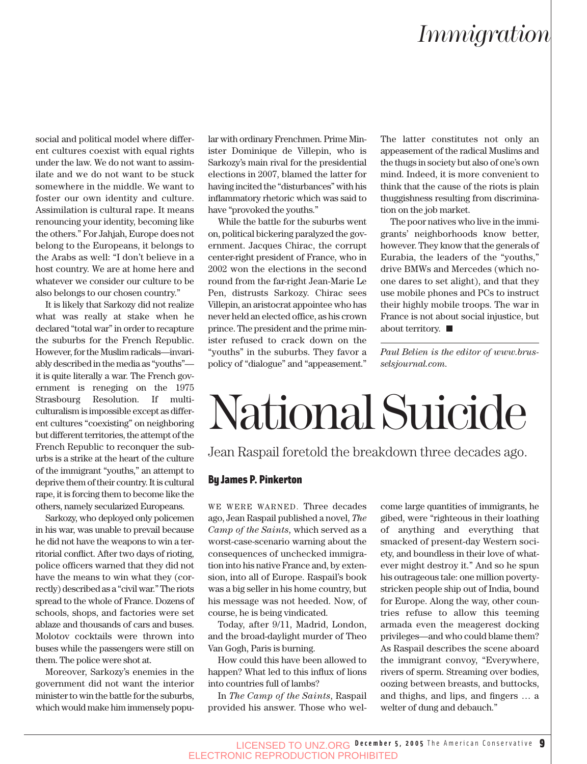social and political model where different cultures coexist with equal rights under the law. We do not want to assimilate and we do not want to be stuck somewhere in the middle. We want to foster our own identity and culture. Assimilation is cultural rape. It means renouncing your identity, becoming like the others." For Jahjah, Europe does not belong to the Europeans, it belongs to the Arabs as well: "I don't believe in a host country. We are at home here and whatever we consider our culture to be also belongs to our chosen country."

It is likely that Sarkozy did not realize what was really at stake when he declared "total war" in order to recapture the suburbs for the French Republic. However, for the Muslim radicals—invariably described in the media as "youths"—it is quite literally a war. The French government is reneging on the 1975 Strasbourg Resolution. If multiculturalism is impossible except as different cultures "coexisting" on neighboring but different territories, the attempt of the French Republic to reconquer the suburbs is a strike at the heart of the culture of the immigrant "youths," an attempt to deprive them of their country. It is cultural rape, it is forcing them to become like the others, namely secularized Europeans.

Sarkozy, who deployed only policemen in his war, was unable to prevail because he did not have the weapons to win a territorial conflict. After two days of rioting, police officers warned that they did not have the means to win what they (correctly) described as a "civil war." The riots spread to the whole of France. Dozens of schools, shops, and factories were set ablaze and thousands of cars and buses. Molotov cocktails were thrown into buses while the passengers were still on them. The police were shot at.

Moreover, Sarkozy's enemies in the government did not want the interior minister to win the battle for the suburbs, which would make him immensely popular with ordinary Frenchmen. Prime Minister Dominique de Villepin, who is Sarkozy's main rival for the presidential elections in 2007, blamed the latter for having incited the "disturbances" with his inflammatory rhetoric which was said to have "provoked the youths."

While the battle for the suburbs went on, political bickering paralyzed the government. Jacques Chirac, the corrupt center-right president of France, who in 2002 won the elections in the second round from the far-right Jean-Marie Le Pen, distrusts Sarkozy. Chirac sees Villepin, an aristocrat appointee who has never held an elected office, as his crown prince. The president and the prime minister refused to crack down on the "youths" in the suburbs. They favor a policy of "dialogue" and "appeasement." The latter constitutes not only an appeasement of the radical Muslims and the thugs in society but also of one's own mind. Indeed, it is more convenient to think that the cause of the riots is plain thuggishness resulting from discrimination on the job market.

The poor natives who live in the immigrants' neighborhoods know better, however. They know that the generals of Eurabia, the leaders of the "youths," drive BMWs and Mercedes (which noone dares to set alight), and that they use mobile phones and PCs to instruct their highly mobile troops. The war in France is not about social injustice, but about territory. ■

*Paul Belien is the editor of www.brusselsjournal.com.*

# National Suicide

Jean Raspail foretold the breakdown three decades ago.

**By James P. Pinkerton**

WE WERE WARNED. Three decades ago, Jean Raspail published a novel, *The Camp of the Saints*, which served as a worst-case-scenario warning about the consequences of unchecked immigration into his native France and, by extension, into all of Europe. Raspail's book was a big seller in his home country, but his message was not heeded. Now, of course, he is being vindicated.

Today, after 9/11, Madrid, London, and the broad-daylight murder of Theo Van Gogh, Paris is burning.

How could this have been allowed to happen? What led to this influx of lions into countries full of lambs?

In *The Camp of the Saints*, Raspail provided his answer. Those who welcome large quantities of immigrants, he gibed, were "righteous in their loathing of anything and everything that smacked of present-day Western society, and boundless in their love of whatever might destroy it." And so he spun his outrageous tale: one million poverty-stricken people ship out of India, bound for Europe. Along the way, other countries refuse to allow this teeming armada even the meagerest docking privileges—and who could blame them? As Raspail describes the scene aboard the immigrant convoy, "Everywhere, rivers of sperm. Streaming over bodies, oozing between breasts, and buttocks, and thighs, and lips, and fingers … a welter of dung and debauch."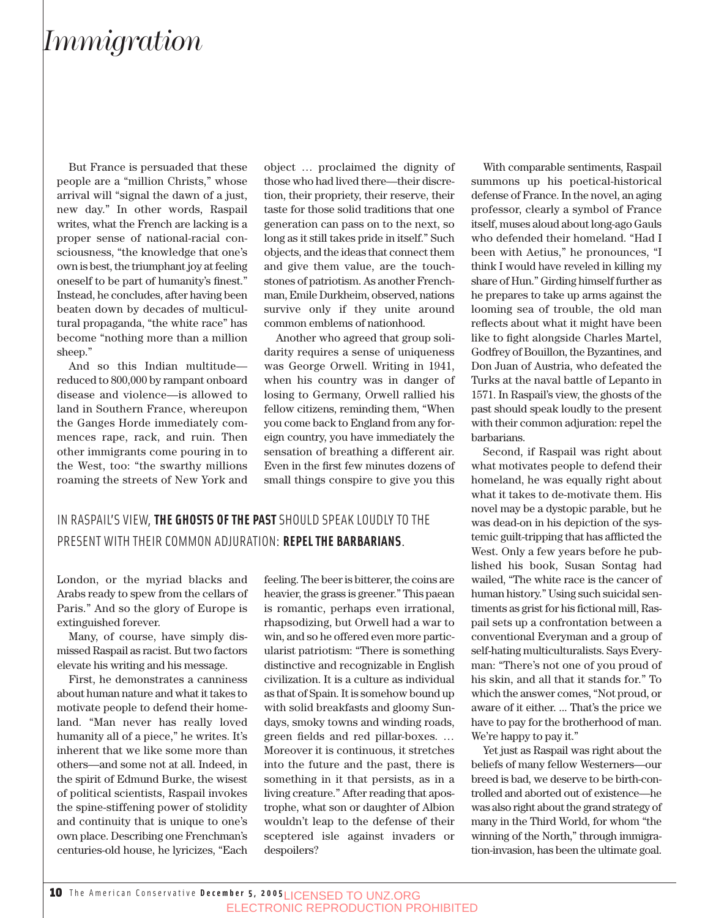# Immigration

But France is persuaded that these people are a "million Christs," whose arrival will "signal the dawn of a just, new day." In other words, Raspail writes, what the French are lacking is a proper sense of national-racial consciousness, "the knowledge that one's own is best, the triumphant joy at feeling oneself to be part of humanity's finest." Instead, he concludes, after having been beaten down by decades of multicultural propaganda, "the white race" has become "nothing more than a million sheep."

And so this Indian multitude—reduced to 800,000 by rampant onboard disease and violence—is allowed to land in Southern France, whereupon the Ganges Horde immediately commences rape, rack, and ruin. Then other immigrants come pouring in to the West, too: "the swarthy millions roaming the streets of New York and London, or the myriad blacks and Arabs ready to spew from the cellars of Paris." And so the glory of Europe is extinguished forever.

Many, of course, have simply dismissed Raspail as racist. But two factors elevate his writing and his message.

First, he demonstrates a canniness about human nature and what it takes to motivate people to defend their homeland. "Man never has really loved humanity all of a piece," he writes. It's inherent that we like some more than others—and some not at all. Indeed, in the spirit of Edmund Burke, the wisest of political scientists, Raspail invokes the spine-stiffening power of stolidity and continuity that is unique to one's own place. Describing one Frenchman's centuries-old house, he lyricizes, "Each object … proclaimed the dignity of those who had lived there—their discretion, their propriety, their reserve, their taste for those solid traditions that one generation can pass on to the next, so long as it still takes pride in itself." Such objects, and the ideas that connect them and give them value, are the touchstones of patriotism. As another Frenchman, Emile Durkheim, observed, nations survive only if they unite around common emblems of nationhood.

Another who agreed that group solidarity requires a sense of uniqueness was George Orwell. Writing in 1941, when his country was in danger of losing to Germany, Orwell rallied his fellow citizens, reminding them, "When you come back to England from any foreign country, you have immediately the sensation of breathing a different air. Even in the first few minutes dozens of small things conspire to give you this feeling. The beer is bitterer, the coins are heavier, the grass is greener." This paean is romantic, perhaps even irrational, rhapsodizing, but Orwell had a war to win, and so he offered even more particularist patriotism: "There is something distinctive and recognizable in English civilization. It is a culture as individual as that of Spain. It is somehow bound up with solid breakfasts and gloomy Sundays, smoky towns and winding roads, green fields and red pillar-boxes. … Moreover it is continuous, it stretches into the future and the past, there is something in it that persists, as in a living creature." After reading that apostrophe, what son or daughter of Albion wouldn't leap to the defense of their sceptered isle against invaders or despoilers?

IN RASPAIL'S VIEW, **THE GHOSTS OF THE PAST** SHOULD SPEAK LOUDLY TO THE PRESENT WITH THEIR COMMON ADJURATION: **REPEL THE BARBARIANS**.

With comparable sentiments, Raspail summons up his poetical-historical defense of France. In the novel, an aging professor, clearly a symbol of France itself, muses aloud about long-ago Gauls who defended their homeland. "Had I been with Aetius," he pronounces, "I think I would have reveled in killing my share of Hun." Girding himself further as he prepares to take up arms against the looming sea of trouble, the old man reflects about what it might have been like to fight alongside Charles Martel, Godfrey of Bouillon, the Byzantines, and Don Juan of Austria, who defeated the Turks at the naval battle of Lepanto in 1571. In Raspail's view, the ghosts of the past should speak loudly to the present with their common adjuration: repel the barbarians.

Second, if Raspail was right about what motivates people to defend their homeland, he was equally right about what it takes to de-motivate them. His novel may be a dystopic parable, but he was dead-on in his depiction of the systemic guilt-tripping that has afflicted the West. Only a few years before he published his book, Susan Sontag had wailed, "The white race is the cancer of human history." Using such suicidal sentiments as grist for his fictional mill, Raspail sets up a confrontation between a conventional Everyman and a group of self-hating multiculturalists. Says Everyman: "There's not one of you proud of his skin, and all that it stands for." To which the answer comes, "Not proud, or aware of it either. ... That's the price we have to pay for the brotherhood of man. We're happy to pay it."

Yet just as Raspail was right about the beliefs of many fellow Westerners—our breed is bad, we deserve to be birth-controlled and aborted out of existence—he was also right about the grand strategy of many in the Third World, for whom "the winning of the North," through immigration-invasion, has been the ultimate goal.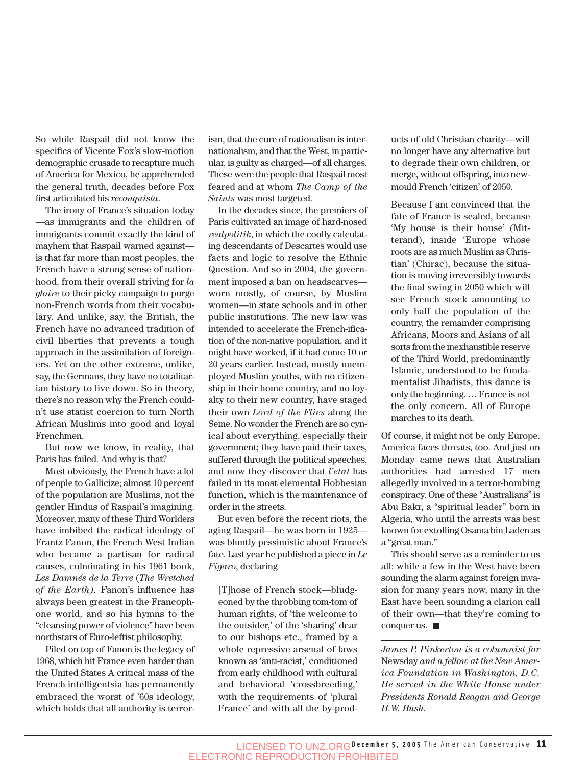So while Raspail did not know the specifics of Vicente Fox's slow-motion demographic crusade to recapture much of America for Mexico, he apprehended the general truth, decades before Fox first articulated his *reconquista*.

The irony of France's situation today—as immigrants and the children of immigrants commit exactly the kind of mayhem that Raspail warned against—is that far more than most peoples, the French have a strong sense of nationhood, from their overall striving for *la gloire* to their picky campaign to purge non-French words from their vocabulary. And unlike, say, the British, the French have no advanced tradition of civil liberties that prevents a tough approach in the assimilation of foreigners. Yet on the other extreme, unlike, say, the Germans, they have no totalitarian history to live down. So in theory, there's no reason why the French couldn't use statist coercion to turn North African Muslims into good and loyal Frenchmen.

But now we know, in reality, that Paris has failed. And why is that?

Most obviously, the French have a lot of people to Gallicize; almost 10 percent of the population are Muslims, not the gentler Hindus of Raspail's imagining. Moreover, many of these Third Worlders have imbibed the radical ideology of Frantz Fanon, the French West Indian who became a partisan for radical causes, culminating in his 1961 book, *Les Damnés de la Terre* (*The Wretched of the Earth*). Fanon's influence has always been greatest in the Francophone world, and so his hymns to the "cleansing power of violence" have been northstars of Euro-leftist philosophy.

Piled on top of Fanon is the legacy of 1968, which hit France even harder than the United States A critical mass of the French intelligentsia has permanently embraced the worst of '60s ideology, which holds that all authority is terrorism, that the cure of nationalism is internationalism, and that the West, in particular, is guilty as charged—of all charges. These were the people that Raspail most feared and at whom *The Camp of the Saints* was most targeted.

In the decades since, the premiers of Paris cultivated an image of hard-nosed *realpolitik*, in which the coolly calculating descendants of Descartes would use facts and logic to resolve the Ethnic Question. And so in 2004, the government imposed a ban on headscarves—worn mostly, of course, by Muslim women—in state schools and in other public institutions. The new law was intended to accelerate the French-ification of the non-native population, and it might have worked, if it had come 10 or 20 years earlier. Instead, mostly unemployed Muslim youths, with no citizenship in their home country, and no loyalty to their new country, have staged their own *Lord of the Flies* along the Seine. No wonder the French are so cynical about everything, especially their government; they have paid their taxes, suffered through the political speeches, and now they discover that *l'etat* has failed in its most elemental Hobbesian function, which is the maintenance of order in the streets.

But even before the recent riots, the aging Raspail—he was born in 1925—was bluntly pessimistic about France's fate. Last year he published a piece in *Le Figaro*, declaring

> [T]hose of French stock—bludgeoned by the throbbing tom-tom of human rights, of 'the welcome to the outsider,' of the 'sharing' dear to our bishops etc., framed by a whole repressive arsenal of laws known as 'anti-racist,' conditioned from early childhood with cultural and behavioral 'crossbreeding,' with the requirements of 'plural France' and with all the by-products of old Christian charity—will no longer have any alternative but to degrade their own children, or merge, without offspring, into new-mould French 'citizen' of 2050.
>
> Because I am convinced that the fate of France is sealed, because 'My house is their house' (Mitterand), inside 'Europe whose roots are as much Muslim as Christian' (Chirac), because the situation is moving irreversibly towards the final swing in 2050 which will see French stock amounting to only half the population of the country, the remainder comprising Africans, Moors and Asians of all sorts from the inexhaustible reserve of the Third World, predominantly Islamic, understood to be fundamentalist Jihadists, this dance is only the beginning. … France is not the only concern. All of Europe marches to its death.

Of course, it might not be only Europe. America faces threats, too. And just on Monday came news that Australian authorities had arrested 17 men allegedly involved in a terror-bombing conspiracy. One of these "Australians" is Abu Bakr, a "spiritual leader" born in Algeria, who until the arrests was best known for extolling Osama bin Laden as a "great man."

This should serve as a reminder to us all: while a few in the West have been sounding the alarm against foreign invasion for many years now, many in the East have been sounding a clarion call of their own—that they're coming to conquer us. ■

---

*James P. Pinkerton is a columnist for* Newsday *and a fellow at the New America Foundation in Washington, D.C. He served in the White House under Presidents Ronald Reagan and George H.W. Bush.*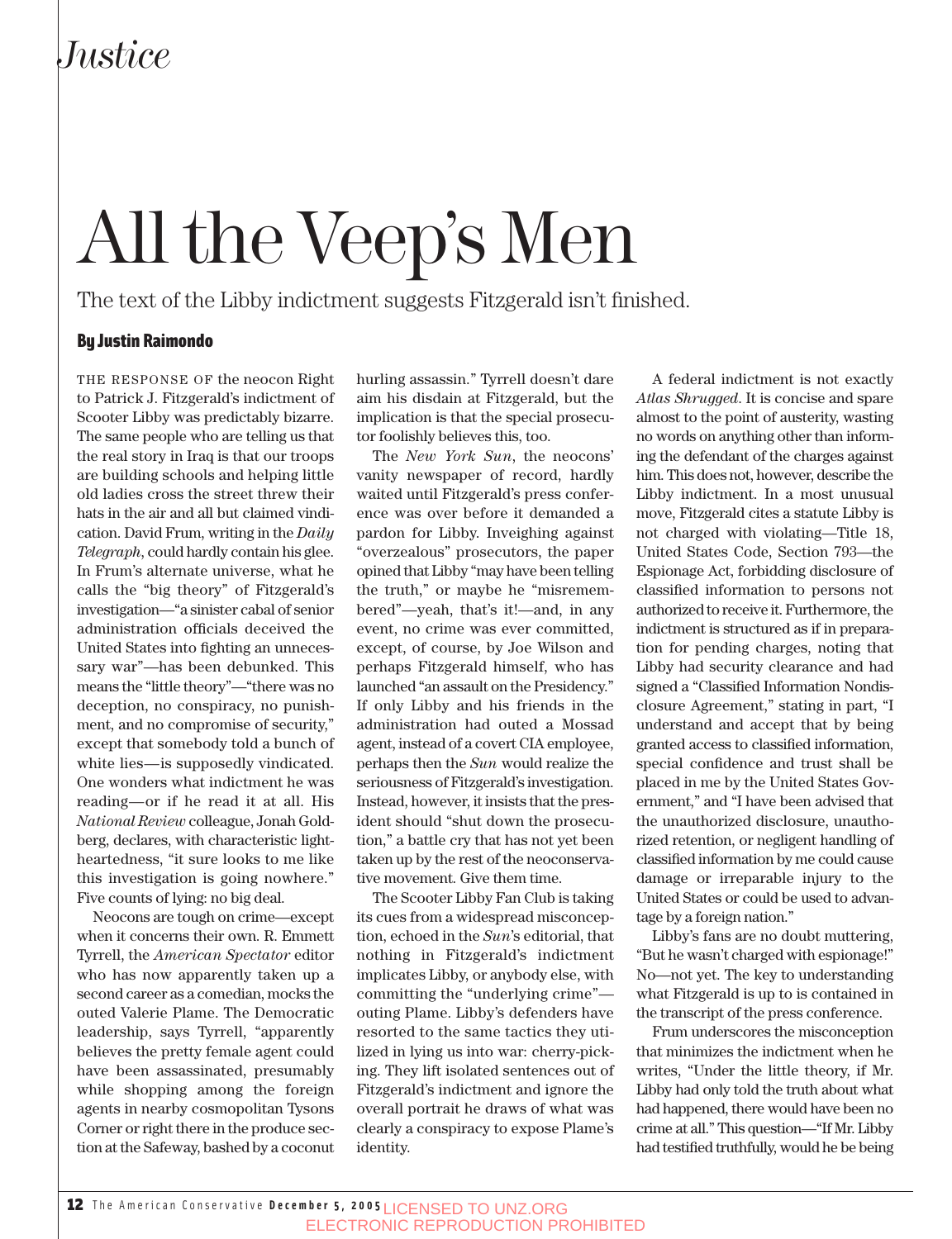*Justice*

# All the Veep's Men

The text of the Libby indictment suggests Fitzgerald isn't finished.

**By Justin Raimondo**

THE RESPONSE OF the neocon Right to Patrick J. Fitzgerald's indictment of Scooter Libby was predictably bizarre. The same people who are telling us that the real story in Iraq is that our troops are building schools and helping little old ladies cross the street threw their hats in the air and all but claimed vindication. David Frum, writing in the *Daily Telegraph*, could hardly contain his glee. In Frum's alternate universe, what he calls the "big theory" of Fitzgerald's investigation—"a sinister cabal of senior administration officials deceived the United States into fighting an unnecessary war"—has been debunked. This means the "little theory"—"there was no deception, no conspiracy, no punishment, and no compromise of security," except that somebody told a bunch of white lies—is supposedly vindicated. One wonders what indictment he was reading—or if he read it at all. His *National Review* colleague, Jonah Goldberg, declares, with characteristic lightheartedness, "it sure looks to me like this investigation is going nowhere." Five counts of lying: no big deal.

Neocons are tough on crime—except when it concerns their own. R. Emmett Tyrrell, the *American Spectator* editor who has now apparently taken up a second career as a comedian, mocks the outed Valerie Plame. The Democratic leadership, says Tyrrell, "apparently believes the pretty female agent could have been assassinated, presumably while shopping among the foreign agents in nearby cosmopolitan Tysons Corner or right there in the produce section at the Safeway, bashed by a coconut hurling assassin." Tyrrell doesn't dare aim his disdain at Fitzgerald, but the implication is that the special prosecutor foolishly believes this, too.

The *New York Sun*, the neocons' vanity newspaper of record, hardly waited until Fitzgerald's press conference was over before it demanded a pardon for Libby. Inveighing against "overzealous" prosecutors, the paper opined that Libby "may have been telling the truth," or maybe he "misremembered"—yeah, that's it!—and, in any event, no crime was ever committed, except, of course, by Joe Wilson and perhaps Fitzgerald himself, who has launched "an assault on the Presidency." If only Libby and his friends in the administration had outed a Mossad agent, instead of a covert CIA employee, perhaps then the *Sun* would realize the seriousness of Fitzgerald's investigation. Instead, however, it insists that the president should "shut down the prosecution," a battle cry that has not yet been taken up by the rest of the neoconservative movement. Give them time.

The Scooter Libby Fan Club is taking its cues from a widespread misconception, echoed in the *Sun*'s editorial, that nothing in Fitzgerald's indictment implicates Libby, or anybody else, with committing the "underlying crime"—outing Plame. Libby's defenders have resorted to the same tactics they utilized in lying us into war: cherry-picking. They lift isolated sentences out of Fitzgerald's indictment and ignore the overall portrait he draws of what was clearly a conspiracy to expose Plame's identity.

A federal indictment is not exactly *Atlas Shrugged*. It is concise and spare almost to the point of austerity, wasting no words on anything other than informing the defendant of the charges against him. This does not, however, describe the Libby indictment. In a most unusual move, Fitzgerald cites a statute Libby is not charged with violating—Title 18, United States Code, Section 793—the Espionage Act, forbidding disclosure of classified information to persons not authorized to receive it. Furthermore, the indictment is structured as if in preparation for pending charges, noting that Libby had security clearance and had signed a "Classified Information Nondisclosure Agreement," stating in part, "I understand and accept that by being granted access to classified information, special confidence and trust shall be placed in me by the United States Government," and "I have been advised that the unauthorized disclosure, unauthorized retention, or negligent handling of classified information by me could cause damage or irreparable injury to the United States or could be used to advantage by a foreign nation."

Libby's fans are no doubt muttering, "But he wasn't charged with espionage!" No—not yet. The key to understanding what Fitzgerald is up to is contained in the transcript of the press conference.

Frum underscores the misconception that minimizes the indictment when he writes, "Under the little theory, if Mr. Libby had only told the truth about what had happened, there would have been no crime at all." This question—"If Mr. Libby had testified truthfully, would he be being